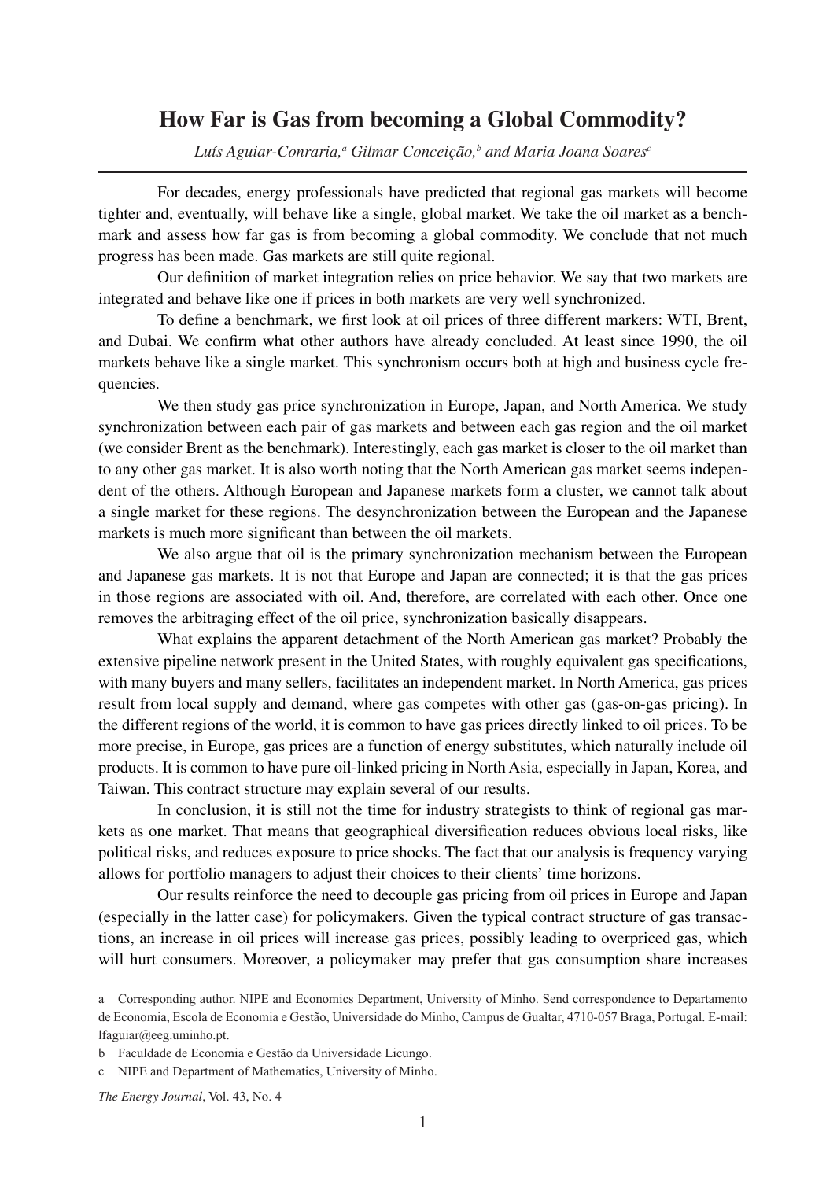# How Far is Gas from becoming a Global Commodity?

*Luís Aguiar-Conraria,[a] Gilmar Conceição,[b] and Maria Joana Soares[c]*

For decades, energy professionals have predicted that regional gas markets will become tighter and, eventually, will behave like a single, global market. We take the oil market as a benchmark and assess how far gas is from becoming a global commodity. We conclude that not much progress has been made. Gas markets are still quite regional.

Our definition of market integration relies on price behavior. We say that two markets are integrated and behave like one if prices in both markets are very well synchronized.

To define a benchmark, we first look at oil prices of three different markers: WTI, Brent, and Dubai. We confirm what other authors have already concluded. At least since 1990, the oil markets behave like a single market. This synchronism occurs both at high and business cycle frequencies.

We then study gas price synchronization in Europe, Japan, and North America. We study synchronization between each pair of gas markets and between each gas region and the oil market (we consider Brent as the benchmark). Interestingly, each gas market is closer to the oil market than to any other gas market. It is also worth noting that the North American gas market seems independent of the others. Although European and Japanese markets form a cluster, we cannot talk about a single market for these regions. The desynchronization between the European and the Japanese markets is much more significant than between the oil markets.

We also argue that oil is the primary synchronization mechanism between the European and Japanese gas markets. It is not that Europe and Japan are connected; it is that the gas prices in those regions are associated with oil. And, therefore, are correlated with each other. Once one removes the arbitraging effect of the oil price, synchronization basically disappears.

What explains the apparent detachment of the North American gas market? Probably the extensive pipeline network present in the United States, with roughly equivalent gas specifications, with many buyers and many sellers, facilitates an independent market. In North America, gas prices result from local supply and demand, where gas competes with other gas (gas-on-gas pricing). In the different regions of the world, it is common to have gas prices directly linked to oil prices. To be more precise, in Europe, gas prices are a function of energy substitutes, which naturally include oil products. It is common to have pure oil-linked pricing in North Asia, especially in Japan, Korea, and Taiwan. This contract structure may explain several of our results.

In conclusion, it is still not the time for industry strategists to think of regional gas markets as one market. That means that geographical diversification reduces obvious local risks, like political risks, and reduces exposure to price shocks. The fact that our analysis is frequency varying allows for portfolio managers to adjust their choices to their clients' time horizons.

Our results reinforce the need to decouple gas pricing from oil prices in Europe and Japan (especially in the latter case) for policymakers. Given the typical contract structure of gas transactions, an increase in oil prices will increase gas prices, possibly leading to overpriced gas, which will hurt consumers. Moreover, a policymaker may prefer that gas consumption share increases

---

a Corresponding author. NIPE and Economics Department, University of Minho. Send correspondence to Departamento de Economia, Escola de Economia e Gestão, Universidade do Minho, Campus de Gualtar, 4710-057 Braga, Portugal. E-mail: lfaguiar@eeg.uminho.pt.

b Faculdade de Economia e Gestão da Universidade Licungo.

c NIPE and Department of Mathematics, University of Minho.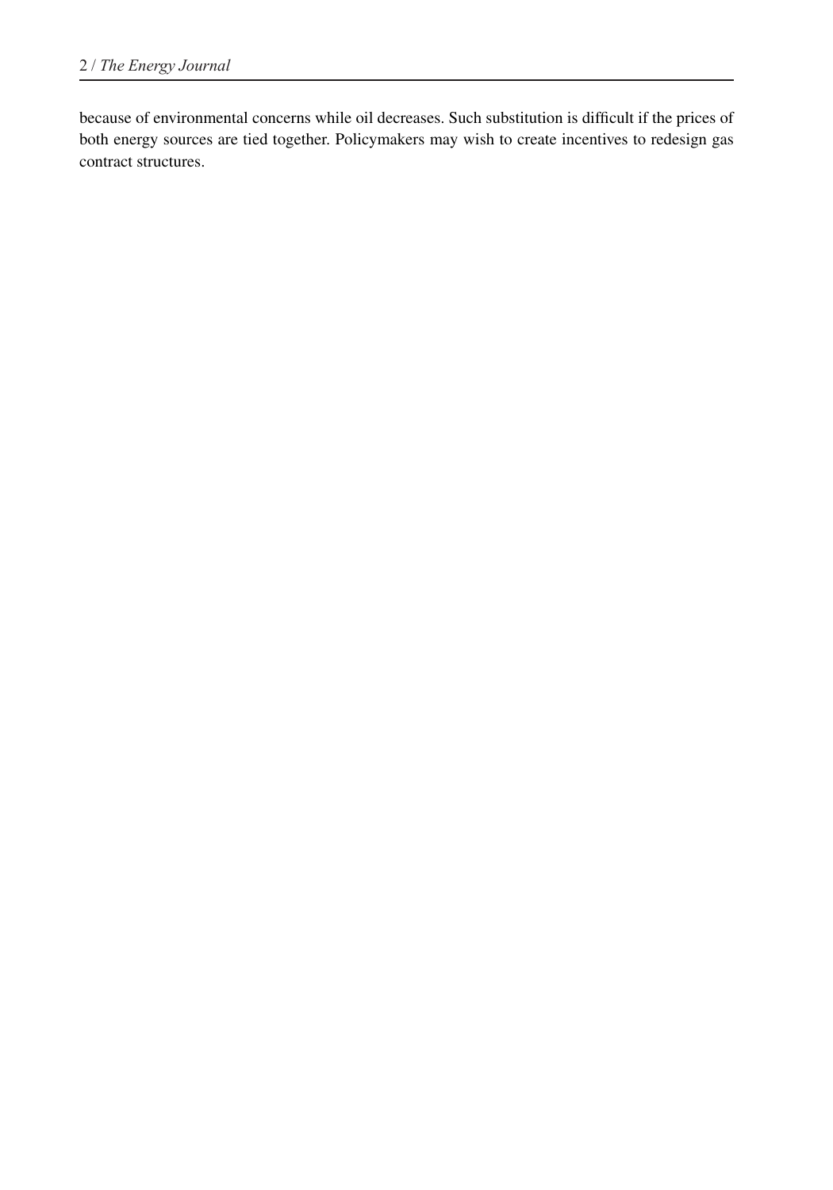because of environmental concerns while oil decreases. Such substitution is difficult if the prices of both energy sources are tied together. Policymakers may wish to create incentives to redesign gas contract structures.